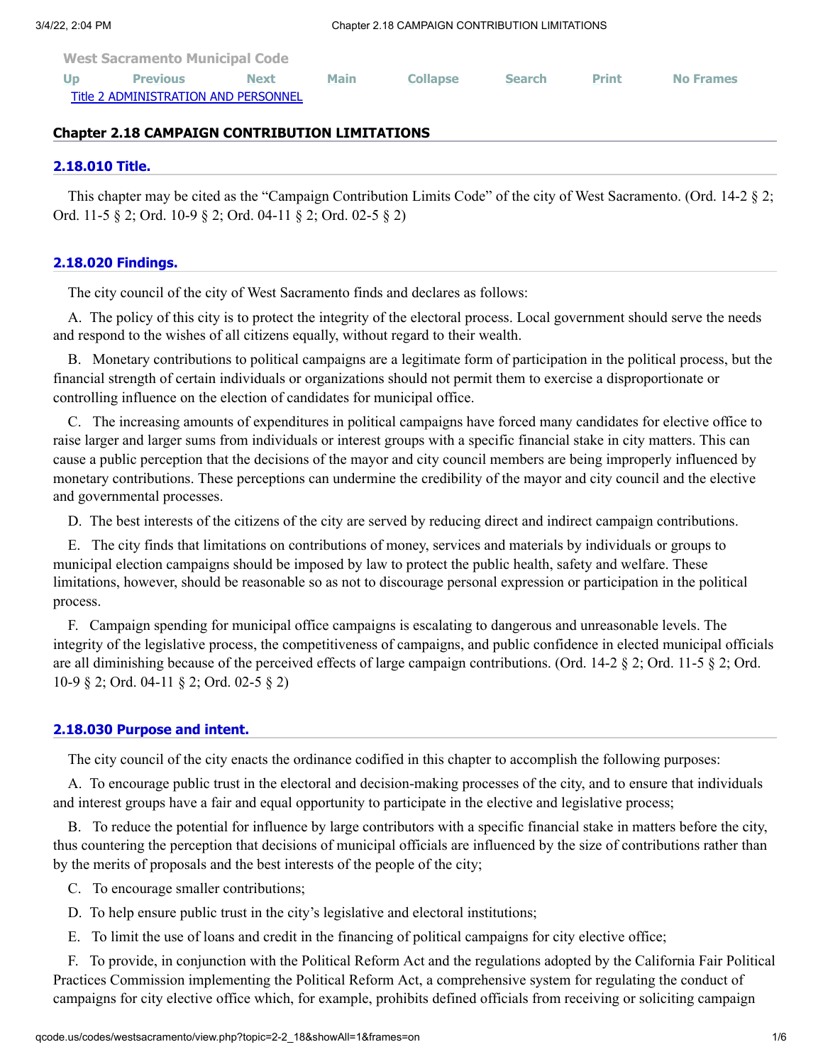West Sacramento Municipal Code

Title 2 ADMINISTRATION AND PERSONNEL

## Chapter 2.18 CAMPAIGN CONTRIBUTION LIMITATIONS

### 2.18.010 Title.

This chapter may be cited as the "Campaign Contribution Limits Code" of the city of West Sacramento. (Ord. 14-2 § 2; Ord. 11-5 § 2; Ord. 10-9 § 2; Ord. 04-11 § 2; Ord. 02-5 § 2)

### 2.18.020 Findings.

The city council of the city of West Sacramento finds and declares as follows:

A. The policy of this city is to protect the integrity of the electoral process. Local government should serve the needs and respond to the wishes of all citizens equally, without regard to their wealth.

B. Monetary contributions to political campaigns are a legitimate form of participation in the political process, but the financial strength of certain individuals or organizations should not permit them to exercise a disproportionate or controlling influence on the election of candidates for municipal office.

C. The increasing amounts of expenditures in political campaigns have forced many candidates for elective office to raise larger and larger sums from individuals or interest groups with a specific financial stake in city matters. This can cause a public perception that the decisions of the mayor and city council members are being improperly influenced by monetary contributions. These perceptions can undermine the credibility of the mayor and city council and the elective and governmental processes.

D. The best interests of the citizens of the city are served by reducing direct and indirect campaign contributions.

E. The city finds that limitations on contributions of money, services and materials by individuals or groups to municipal election campaigns should be imposed by law to protect the public health, safety and welfare. These limitations, however, should be reasonable so as not to discourage personal expression or participation in the political process.

F. Campaign spending for municipal office campaigns is escalating to dangerous and unreasonable levels. The integrity of the legislative process, the competitiveness of campaigns, and public confidence in elected municipal officials are all diminishing because of the perceived effects of large campaign contributions. (Ord. 14-2 § 2; Ord. 11-5 § 2; Ord. 10-9 § 2; Ord. 04-11 § 2; Ord. 02-5 § 2)

### 2.18.030 Purpose and intent.

The city council of the city enacts the ordinance codified in this chapter to accomplish the following purposes:

A. To encourage public trust in the electoral and decision-making processes of the city, and to ensure that individuals and interest groups have a fair and equal opportunity to participate in the elective and legislative process;

B. To reduce the potential for influence by large contributors with a specific financial stake in matters before the city, thus countering the perception that decisions of municipal officials are influenced by the size of contributions rather than by the merits of proposals and the best interests of the people of the city;

C. To encourage smaller contributions;

D. To help ensure public trust in the city's legislative and electoral institutions;

E. To limit the use of loans and credit in the financing of political campaigns for city elective office;

F. To provide, in conjunction with the Political Reform Act and the regulations adopted by the California Fair Political Practices Commission implementing the Political Reform Act, a comprehensive system for regulating the conduct of campaigns for city elective office which, for example, prohibits defined officials from receiving or soliciting campaign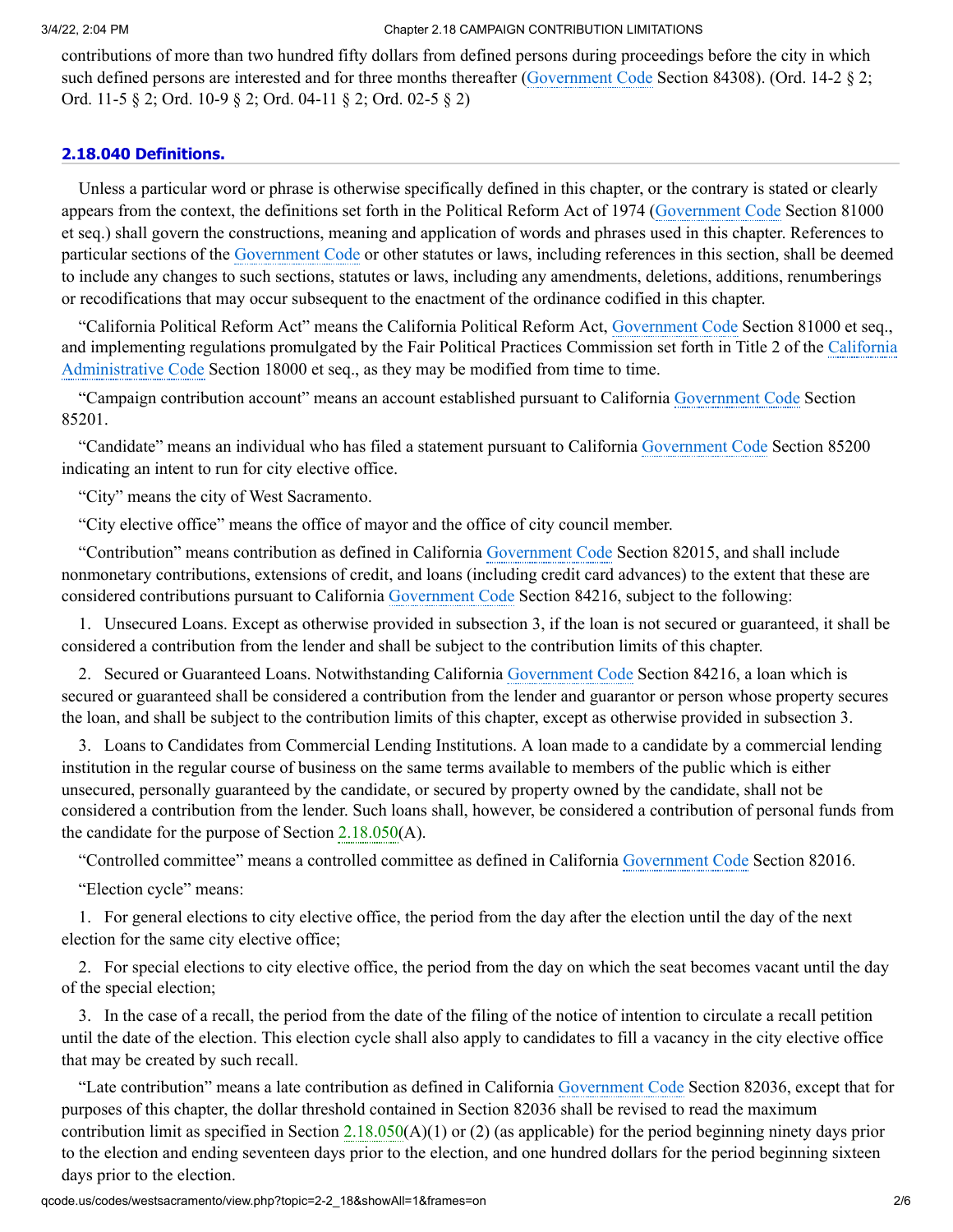contributions of more than two hundred fifty dollars from defined persons during proceedings before the city in which such defined persons are interested and for three months thereafter (Government Code Section 84308). (Ord. 14-2 § 2; Ord. 11-5 § 2; Ord. 10-9 § 2; Ord. 04-11 § 2; Ord. 02-5 § 2)

### 2.18.040 Definitions.

Unless a particular word or phrase is otherwise specifically defined in this chapter, or the contrary is stated or clearly appears from the context, the definitions set forth in the Political Reform Act of 1974 (Government Code Section 81000 et seq.) shall govern the constructions, meaning and application of words and phrases used in this chapter. References to particular sections of the Government Code or other statutes or laws, including references in this section, shall be deemed to include any changes to such sections, statutes or laws, including any amendments, deletions, additions, renumberings or recodifications that may occur subsequent to the enactment of the ordinance codified in this chapter.

"California Political Reform Act" means the California Political Reform Act, Government Code Section 81000 et seq., and implementing regulations promulgated by the Fair Political Practices Commission set forth in Title 2 of the California Administrative Code Section 18000 et seq., as they may be modified from time to time.

"Campaign contribution account" means an account established pursuant to California Government Code Section 85201.

"Candidate" means an individual who has filed a statement pursuant to California Government Code Section 85200 indicating an intent to run for city elective office.

"City" means the city of West Sacramento.

"City elective office" means the office of mayor and the office of city council member.

"Contribution" means contribution as defined in California Government Code Section 82015, and shall include nonmonetary contributions, extensions of credit, and loans (including credit card advances) to the extent that these are considered contributions pursuant to California Government Code Section 84216, subject to the following:

1. Unsecured Loans. Except as otherwise provided in subsection 3, if the loan is not secured or guaranteed, it shall be considered a contribution from the lender and shall be subject to the contribution limits of this chapter.

2. Secured or Guaranteed Loans. Notwithstanding California Government Code Section 84216, a loan which is secured or guaranteed shall be considered a contribution from the lender and guarantor or person whose property secures the loan, and shall be subject to the contribution limits of this chapter, except as otherwise provided in subsection 3.

3. Loans to Candidates from Commercial Lending Institutions. A loan made to a candidate by a commercial lending institution in the regular course of business on the same terms available to members of the public which is either unsecured, personally guaranteed by the candidate, or secured by property owned by the candidate, shall not be considered a contribution from the lender. Such loans shall, however, be considered a contribution of personal funds from the candidate for the purpose of Section 2.18.050(A).

"Controlled committee" means a controlled committee as defined in California Government Code Section 82016.

"Election cycle" means:

1. For general elections to city elective office, the period from the day after the election until the day of the next election for the same city elective office;

2. For special elections to city elective office, the period from the day on which the seat becomes vacant until the day of the special election;

3. In the case of a recall, the period from the date of the filing of the notice of intention to circulate a recall petition until the date of the election. This election cycle shall also apply to candidates to fill a vacancy in the city elective office that may be created by such recall.

"Late contribution" means a late contribution as defined in California Government Code Section 82036, except that for purposes of this chapter, the dollar threshold contained in Section 82036 shall be revised to read the maximum contribution limit as specified in Section 2.18.050(A)(1) or (2) (as applicable) for the period beginning ninety days prior to the election and ending seventeen days prior to the election, and one hundred dollars for the period beginning sixteen days prior to the election.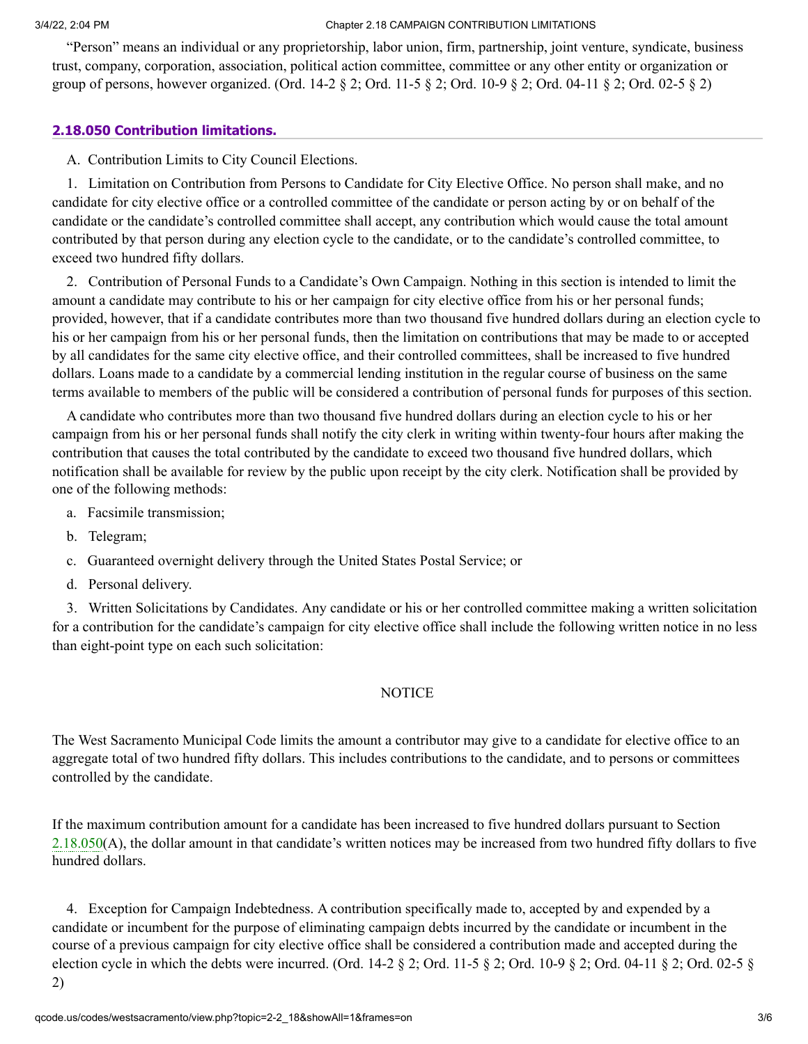"Person" means an individual or any proprietorship, labor union, firm, partnership, joint venture, syndicate, business trust, company, corporation, association, political action committee, committee or any other entity or organization or group of persons, however organized. (Ord. 14-2 § 2; Ord. 11-5 § 2; Ord. 10-9 § 2; Ord. 04-11 § 2; Ord. 02-5 § 2)

### 2.18.050 Contribution limitations.

A. Contribution Limits to City Council Elections.

1. Limitation on Contribution from Persons to Candidate for City Elective Office. No person shall make, and no candidate for city elective office or a controlled committee of the candidate or person acting by or on behalf of the candidate or the candidate's controlled committee shall accept, any contribution which would cause the total amount contributed by that person during any election cycle to the candidate, or to the candidate's controlled committee, to exceed two hundred fifty dollars.

2. Contribution of Personal Funds to a Candidate's Own Campaign. Nothing in this section is intended to limit the amount a candidate may contribute to his or her campaign for city elective office from his or her personal funds; provided, however, that if a candidate contributes more than two thousand five hundred dollars during an election cycle to his or her campaign from his or her personal funds, then the limitation on contributions that may be made to or accepted by all candidates for the same city elective office, and their controlled committees, shall be increased to five hundred dollars. Loans made to a candidate by a commercial lending institution in the regular course of business on the same terms available to members of the public will be considered a contribution of personal funds for purposes of this section.

A candidate who contributes more than two thousand five hundred dollars during an election cycle to his or her campaign from his or her personal funds shall notify the city clerk in writing within twenty-four hours after making the contribution that causes the total contributed by the candidate to exceed two thousand five hundred dollars, which notification shall be available for review by the public upon receipt by the city clerk. Notification shall be provided by one of the following methods:

a. Facsimile transmission;

b. Telegram;

c. Guaranteed overnight delivery through the United States Postal Service; or

d. Personal delivery.

3. Written Solicitations by Candidates. Any candidate or his or her controlled committee making a written solicitation for a contribution for the candidate's campaign for city elective office shall include the following written notice in no less than eight-point type on each such solicitation:

NOTICE

The West Sacramento Municipal Code limits the amount a contributor may give to a candidate for elective office to an aggregate total of two hundred fifty dollars. This includes contributions to the candidate, and to persons or committees controlled by the candidate.

If the maximum contribution amount for a candidate has been increased to five hundred dollars pursuant to Section 2.18.050(A), the dollar amount in that candidate's written notices may be increased from two hundred fifty dollars to five hundred dollars.

4. Exception for Campaign Indebtedness. A contribution specifically made to, accepted by and expended by a candidate or incumbent for the purpose of eliminating campaign debts incurred by the candidate or incumbent in the course of a previous campaign for city elective office shall be considered a contribution made and accepted during the election cycle in which the debts were incurred. (Ord. 14-2 § 2; Ord. 11-5 § 2; Ord. 10-9 § 2; Ord. 04-11 § 2; Ord. 02-5 § 2)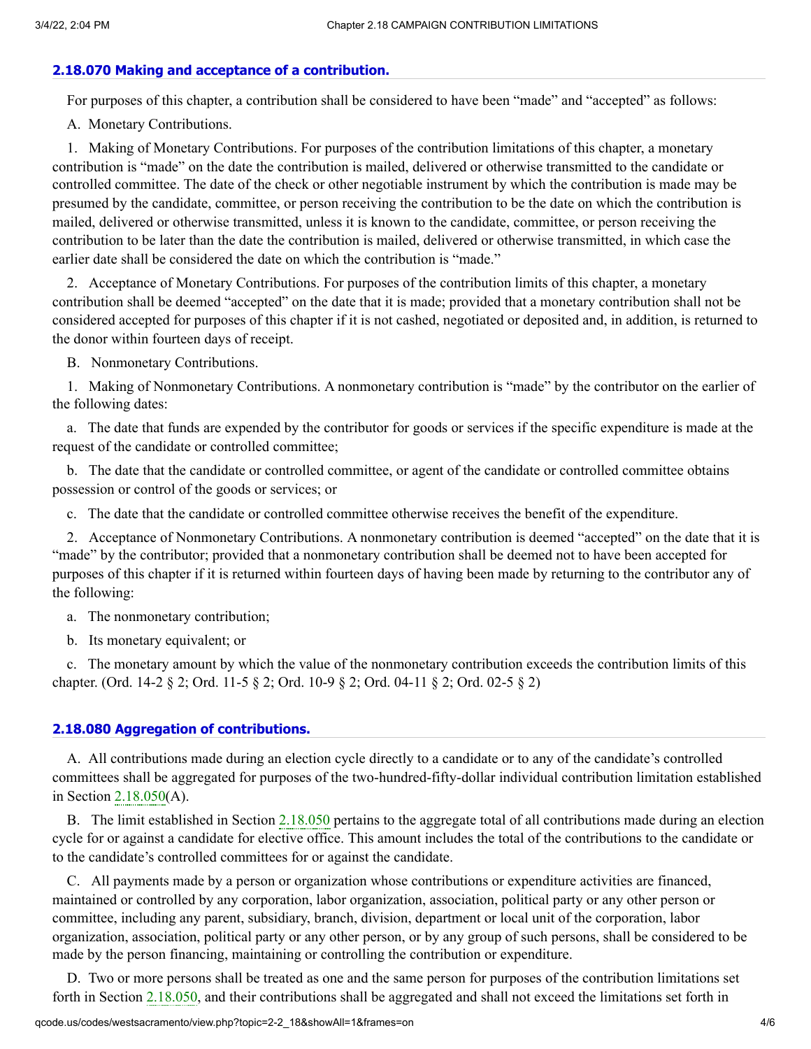### 2.18.070 Making and acceptance of a contribution.

For purposes of this chapter, a contribution shall be considered to have been "made" and "accepted" as follows:

A. Monetary Contributions.

1. Making of Monetary Contributions. For purposes of the contribution limitations of this chapter, a monetary contribution is "made" on the date the contribution is mailed, delivered or otherwise transmitted to the candidate or controlled committee. The date of the check or other negotiable instrument by which the contribution is made may be presumed by the candidate, committee, or person receiving the contribution to be the date on which the contribution is mailed, delivered or otherwise transmitted, unless it is known to the candidate, committee, or person receiving the contribution to be later than the date the contribution is mailed, delivered or otherwise transmitted, in which case the earlier date shall be considered the date on which the contribution is "made."

2. Acceptance of Monetary Contributions. For purposes of the contribution limits of this chapter, a monetary contribution shall be deemed "accepted" on the date that it is made; provided that a monetary contribution shall not be considered accepted for purposes of this chapter if it is not cashed, negotiated or deposited and, in addition, is returned to the donor within fourteen days of receipt.

B. Nonmonetary Contributions.

1. Making of Nonmonetary Contributions. A nonmonetary contribution is "made" by the contributor on the earlier of the following dates:

a. The date that funds are expended by the contributor for goods or services if the specific expenditure is made at the request of the candidate or controlled committee;

b. The date that the candidate or controlled committee, or agent of the candidate or controlled committee obtains possession or control of the goods or services; or

c. The date that the candidate or controlled committee otherwise receives the benefit of the expenditure.

2. Acceptance of Nonmonetary Contributions. A nonmonetary contribution is deemed "accepted" on the date that it is "made" by the contributor; provided that a nonmonetary contribution shall be deemed not to have been accepted for purposes of this chapter if it is returned within fourteen days of having been made by returning to the contributor any of the following:

a. The nonmonetary contribution;

b. Its monetary equivalent; or

c. The monetary amount by which the value of the nonmonetary contribution exceeds the contribution limits of this chapter. (Ord. 14-2 § 2; Ord. 11-5 § 2; Ord. 10-9 § 2; Ord. 04-11 § 2; Ord. 02-5 § 2)

### 2.18.080 Aggregation of contributions.

A. All contributions made during an election cycle directly to a candidate or to any of the candidate's controlled committees shall be aggregated for purposes of the two-hundred-fifty-dollar individual contribution limitation established in Section 2.18.050(A).

B. The limit established in Section 2.18.050 pertains to the aggregate total of all contributions made during an election cycle for or against a candidate for elective office. This amount includes the total of the contributions to the candidate or to the candidate's controlled committees for or against the candidate.

C. All payments made by a person or organization whose contributions or expenditure activities are financed, maintained or controlled by any corporation, labor organization, association, political party or any other person or committee, including any parent, subsidiary, branch, division, department or local unit of the corporation, labor organization, association, political party or any other person, or by any group of such persons, shall be considered to be made by the person financing, maintaining or controlling the contribution or expenditure.

D. Two or more persons shall be treated as one and the same person for purposes of the contribution limitations set forth in Section 2.18.050, and their contributions shall be aggregated and shall not exceed the limitations set forth in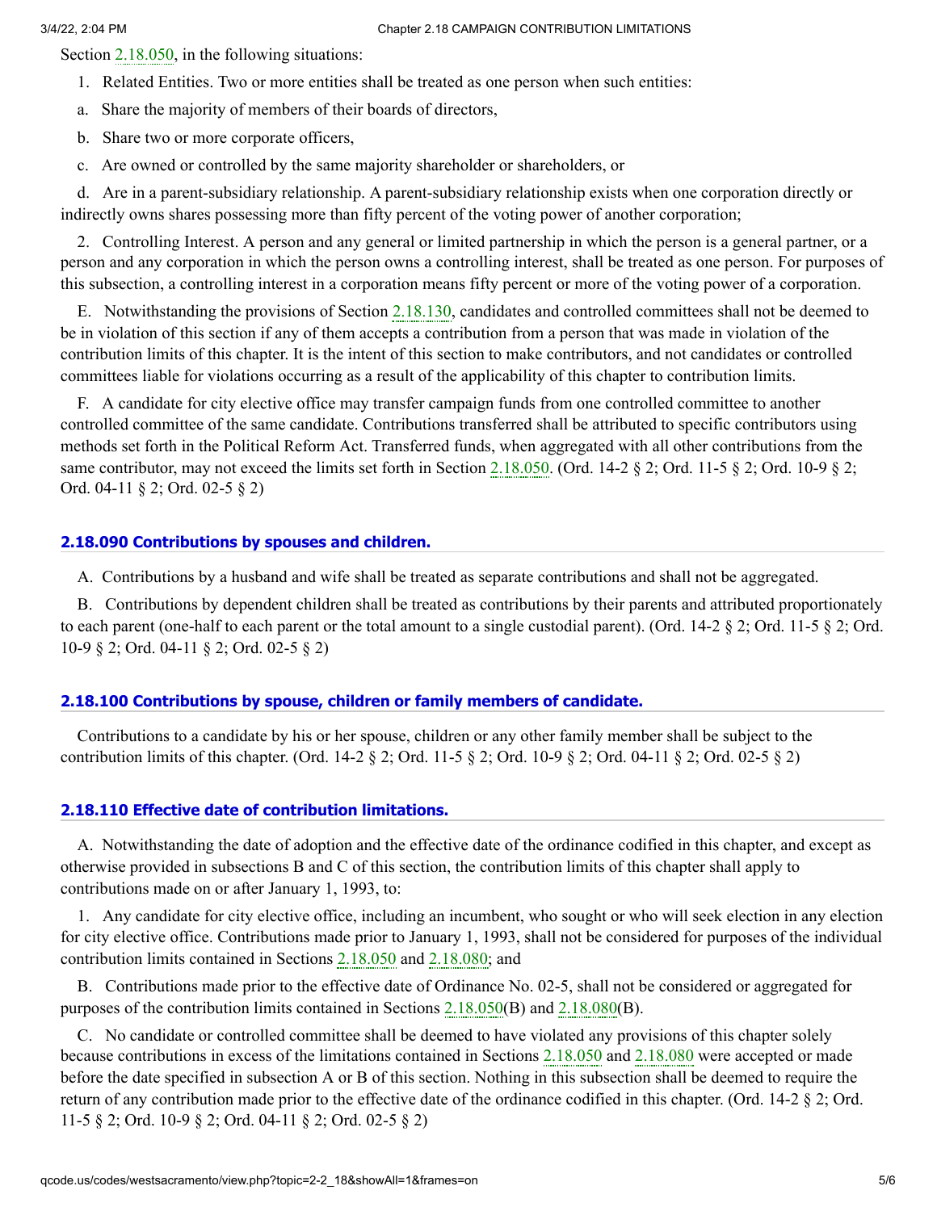Section 2.18.050, in the following situations:

1. Related Entities. Two or more entities shall be treated as one person when such entities:

a. Share the majority of members of their boards of directors,

b. Share two or more corporate officers,

c. Are owned or controlled by the same majority shareholder or shareholders, or

d. Are in a parent-subsidiary relationship. A parent-subsidiary relationship exists when one corporation directly or indirectly owns shares possessing more than fifty percent of the voting power of another corporation;

2. Controlling Interest. A person and any general or limited partnership in which the person is a general partner, or a person and any corporation in which the person owns a controlling interest, shall be treated as one person. For purposes of this subsection, a controlling interest in a corporation means fifty percent or more of the voting power of a corporation.

E. Notwithstanding the provisions of Section 2.18.130, candidates and controlled committees shall not be deemed to be in violation of this section if any of them accepts a contribution from a person that was made in violation of the contribution limits of this chapter. It is the intent of this section to make contributors, and not candidates or controlled committees liable for violations occurring as a result of the applicability of this chapter to contribution limits.

F. A candidate for city elective office may transfer campaign funds from one controlled committee to another controlled committee of the same candidate. Contributions transferred shall be attributed to specific contributors using methods set forth in the Political Reform Act. Transferred funds, when aggregated with all other contributions from the same contributor, may not exceed the limits set forth in Section 2.18.050. (Ord. 14-2 § 2; Ord. 11-5 § 2; Ord. 10-9 § 2; Ord. 04-11 § 2; Ord. 02-5 § 2)

### 2.18.090 Contributions by spouses and children.

A. Contributions by a husband and wife shall be treated as separate contributions and shall not be aggregated.

B. Contributions by dependent children shall be treated as contributions by their parents and attributed proportionately to each parent (one-half to each parent or the total amount to a single custodial parent). (Ord. 14-2 § 2; Ord. 11-5 § 2; Ord. 10-9 § 2; Ord. 04-11 § 2; Ord. 02-5 § 2)

### 2.18.100 Contributions by spouse, children or family members of candidate.

Contributions to a candidate by his or her spouse, children or any other family member shall be subject to the contribution limits of this chapter. (Ord. 14-2 § 2; Ord. 11-5 § 2; Ord. 10-9 § 2; Ord. 04-11 § 2; Ord. 02-5 § 2)

### 2.18.110 Effective date of contribution limitations.

A. Notwithstanding the date of adoption and the effective date of the ordinance codified in this chapter, and except as otherwise provided in subsections B and C of this section, the contribution limits of this chapter shall apply to contributions made on or after January 1, 1993, to:

1. Any candidate for city elective office, including an incumbent, who sought or who will seek election in any election for city elective office. Contributions made prior to January 1, 1993, shall not be considered for purposes of the individual contribution limits contained in Sections 2.18.050 and 2.18.080; and

B. Contributions made prior to the effective date of Ordinance No. 02-5, shall not be considered or aggregated for purposes of the contribution limits contained in Sections 2.18.050(B) and 2.18.080(B).

C. No candidate or controlled committee shall be deemed to have violated any provisions of this chapter solely because contributions in excess of the limitations contained in Sections 2.18.050 and 2.18.080 were accepted or made before the date specified in subsection A or B of this section. Nothing in this subsection shall be deemed to require the return of any contribution made prior to the effective date of the ordinance codified in this chapter. (Ord. 14-2 § 2; Ord. 11-5 § 2; Ord. 10-9 § 2; Ord. 04-11 § 2; Ord. 02-5 § 2)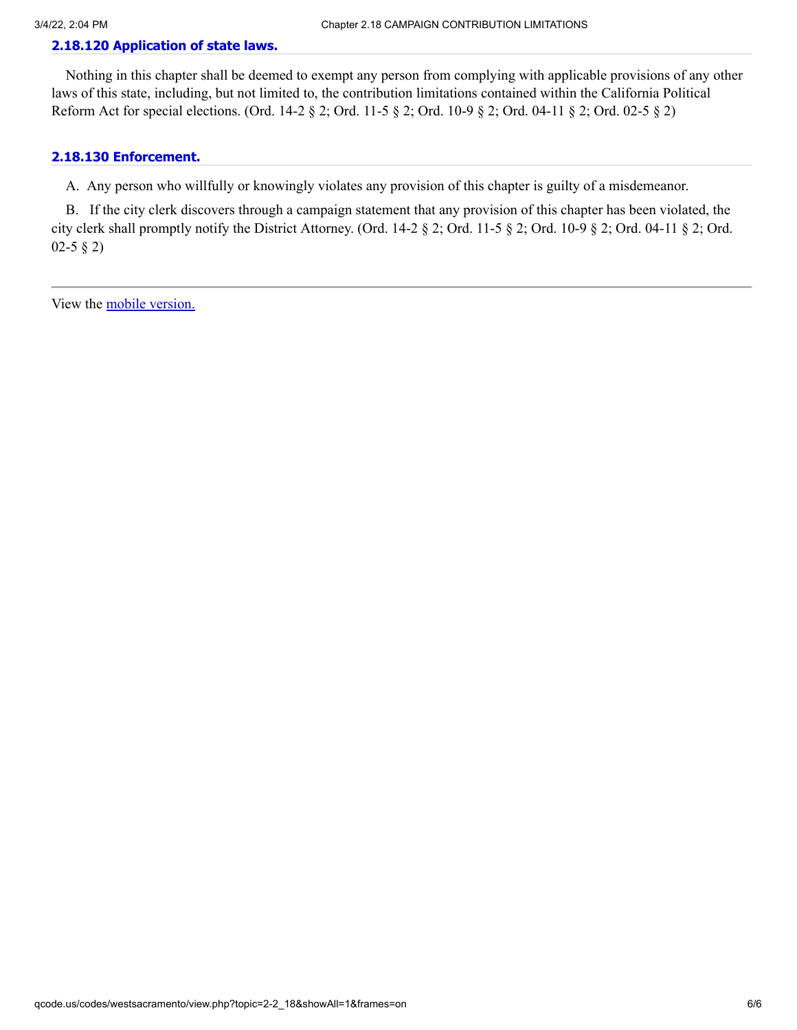### 2.18.120 Application of state laws.

Nothing in this chapter shall be deemed to exempt any person from complying with applicable provisions of any other laws of this state, including, but not limited to, the contribution limitations contained within the California Political Reform Act for special elections. (Ord. 14-2 § 2; Ord. 11-5 § 2; Ord. 10-9 § 2; Ord. 04-11 § 2; Ord. 02-5 § 2)

### 2.18.130 Enforcement.

A. Any person who willfully or knowingly violates any provision of this chapter is guilty of a misdemeanor.

B. If the city clerk discovers through a campaign statement that any provision of this chapter has been violated, the city clerk shall promptly notify the District Attorney. (Ord. 14-2 § 2; Ord. 11-5 § 2; Ord. 10-9 § 2; Ord. 04-11 § 2; Ord. 02-5 § 2)

---

View the mobile version.